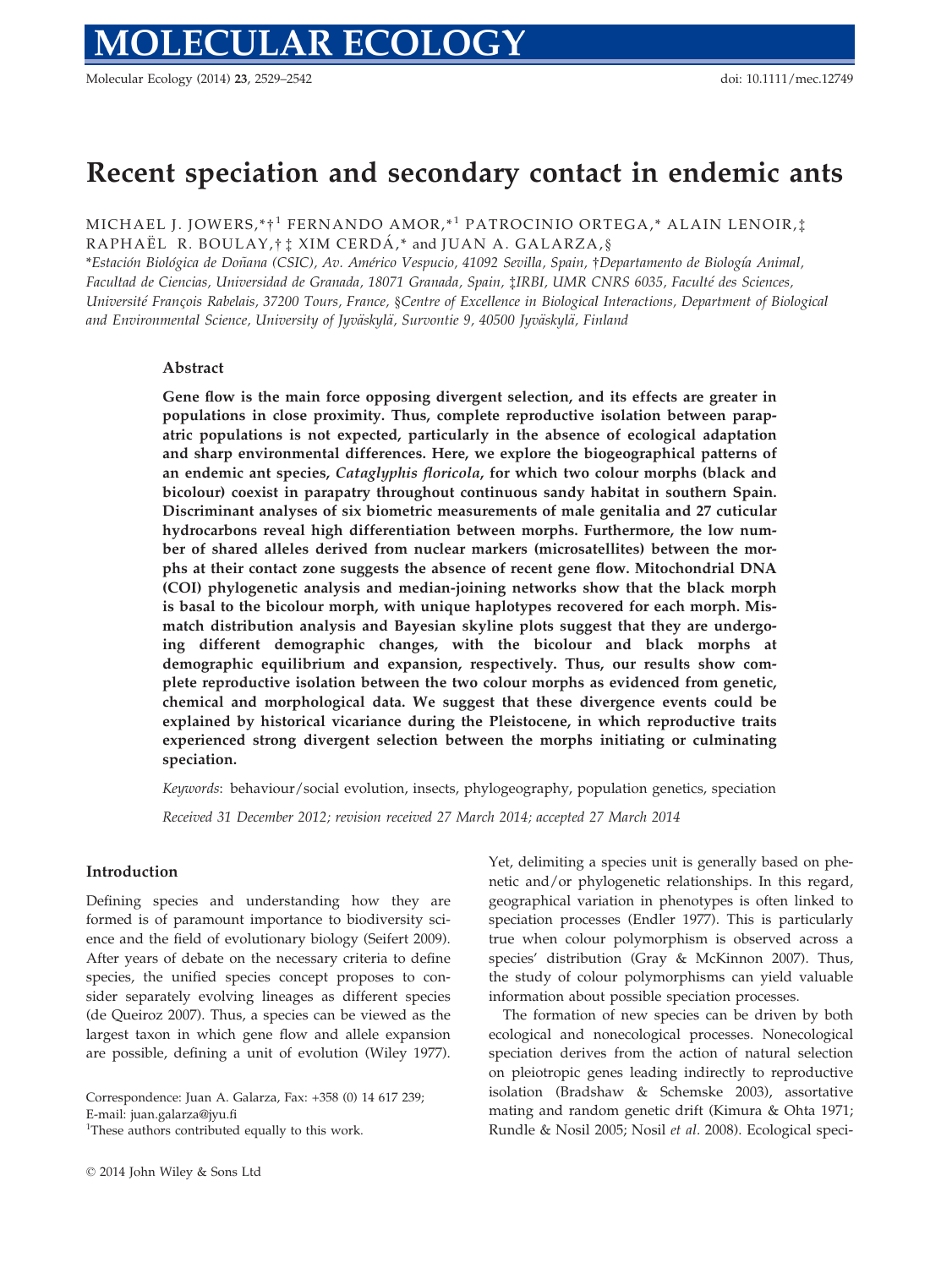# Recent speciation and secondary contact in endemic ants

MICHAEL J. JOWERS,*†[1] FERNANDO AMOR,*[1] PATROCINIO ORTEGA,* ALAIN LENOIR,‡ RAPHAËL R. BOULAY,† ‡ XIM CERDÁ,* and JUAN A. GALARZA,§

*Estación Biológica de Doñana (CSIC), Av. Américo Vespucio, 41092 Sevilla, Spain, †Departamento de Biología Animal, Facultad de Ciencias, Universidad de Granada, 18071 Granada, Spain, ‡IRBI, UMR CNRS 6035, Faculté des Sciences, Université François Rabelais, 37200 Tours, France, §Centre of Excellence in Biological Interactions, Department of Biological and Environmental Science, University of Jyväskylä, Survontie 9, 40500 Jyväskylä, Finland

### Abstract

**Gene flow is the main force opposing divergent selection, and its effects are greater in populations in close proximity. Thus, complete reproductive isolation between parapatric populations is not expected, particularly in the absence of ecological adaptation and sharp environmental differences. Here, we explore the biogeographical patterns of an endemic ant species, *Cataglyphis floricola*, for which two colour morphs (black and bicolour) coexist in parapatry throughout continuous sandy habitat in southern Spain. Discriminant analyses of six biometric measurements of male genitalia and 27 cuticular hydrocarbons reveal high differentiation between morphs. Furthermore, the low number of shared alleles derived from nuclear markers (microsatellites) between the morphs at their contact zone suggests the absence of recent gene flow. Mitochondrial DNA (COI) phylogenetic analysis and median-joining networks show that the black morph is basal to the bicolour morph, with unique haplotypes recovered for each morph. Mismatch distribution analysis and Bayesian skyline plots suggest that they are undergoing different demographic changes, with the bicolour and black morphs at demographic equilibrium and expansion, respectively. Thus, our results show complete reproductive isolation between the two colour morphs as evidenced from genetic, chemical and morphological data. We suggest that these divergence events could be explained by historical vicariance during the Pleistocene, in which reproductive traits experienced strong divergent selection between the morphs initiating or culminating speciation.**

*Keywords*: behaviour/social evolution, insects, phylogeography, population genetics, speciation

*Received 31 December 2012; revision received 27 March 2014; accepted 27 March 2014*

### Introduction

Defining species and understanding how they are formed is of paramount importance to biodiversity science and the field of evolutionary biology (Seifert 2009). After years of debate on the necessary criteria to define species, the unified species concept proposes to consider separately evolving lineages as different species (de Queiroz 2007). Thus, a species can be viewed as the largest taxon in which gene flow and allele expansion are possible, defining a unit of evolution (Wiley 1977). Yet, delimiting a species unit is generally based on phenetic and/or phylogenetic relationships. In this regard, geographical variation in phenotypes is often linked to speciation processes (Endler 1977). This is particularly true when colour polymorphism is observed across a species' distribution (Gray & McKinnon 2007). Thus, the study of colour polymorphisms can yield valuable information about possible speciation processes.

The formation of new species can be driven by both ecological and nonecological processes. Nonecological speciation derives from the action of natural selection on pleiotropic genes leading indirectly to reproductive isolation (Bradshaw & Schemske 2003), assortative mating and random genetic drift (Kimura & Ohta 1971; Rundle & Nosil 2005; Nosil *et al*. 2008). Ecological speci-

Correspondence: Juan A. Galarza, Fax: +358 (0) 14 617 239; E-mail: juan.galarza@jyu.fi

[1]These authors contributed equally to this work.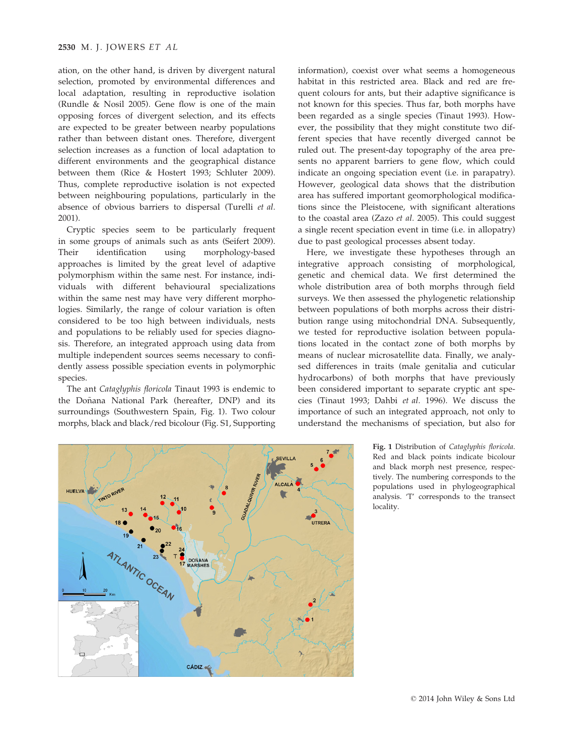ation, on the other hand, is driven by divergent natural selection, promoted by environmental differences and local adaptation, resulting in reproductive isolation (Rundle & Nosil 2005). Gene flow is one of the main opposing forces of divergent selection, and its effects are expected to be greater between nearby populations rather than between distant ones. Therefore, divergent selection increases as a function of local adaptation to different environments and the geographical distance between them (Rice & Hostert 1993; Schluter 2009). Thus, complete reproductive isolation is not expected between neighbouring populations, particularly in the absence of obvious barriers to dispersal (Turelli *et al.* 2001).

Cryptic species seem to be particularly frequent in some groups of animals such as ants (Seifert 2009). Their identification using morphology-based approaches is limited by the great level of adaptive polymorphism within the same nest. For instance, individuals with different behavioural specializations within the same nest may have very different morphologies. Similarly, the range of colour variation is often considered to be too high between individuals, nests and populations to be reliably used for species diagnosis. Therefore, an integrated approach using data from multiple independent sources seems necessary to confidently assess possible speciation events in polymorphic species.

The ant *Cataglyphis floricola* Tinaut 1993 is endemic to the Doñana National Park (hereafter, DNP) and its surroundings (Southwestern Spain, Fig. 1). Two colour morphs, black and black/red bicolour (Fig. S1, Supporting information), coexist over what seems a homogeneous habitat in this restricted area. Black and red are frequent colours for ants, but their adaptive significance is not known for this species. Thus far, both morphs have been regarded as a single species (Tinaut 1993). However, the possibility that they might constitute two different species that have recently diverged cannot be ruled out. The present-day topography of the area presents no apparent barriers to gene flow, which could indicate an ongoing speciation event (i.e. in parapatry). However, geological data shows that the distribution area has suffered important geomorphological modifications since the Pleistocene, with significant alterations to the coastal area (Zazo *et al.* 2005). This could suggest a single recent speciation event in time (i.e. in allopatry) due to past geological processes absent today.

Here, we investigate these hypotheses through an integrative approach consisting of morphological, genetic and chemical data. We first determined the whole distribution area of both morphs through field surveys. We then assessed the phylogenetic relationship between populations of both morphs across their distribution range using mitochondrial DNA. Subsequently, we tested for reproductive isolation between populations located in the contact zone of both morphs by means of nuclear microsatellite data. Finally, we analysed differences in traits (male genitalia and cuticular hydrocarbons) of both morphs that have previously been considered important to separate cryptic ant species (Tinaut 1993; Dahbi *et al.* 1996). We discuss the importance of such an integrated approach, not only to understand the mechanisms of speciation, but also for

**Fig. 1** Distribution of *Cataglyphis floricola*. Red and black points indicate bicolour and black morph nest presence, respectively. The numbering corresponds to the populations used in phylogeographical analysis. 'T' corresponds to the transect locality.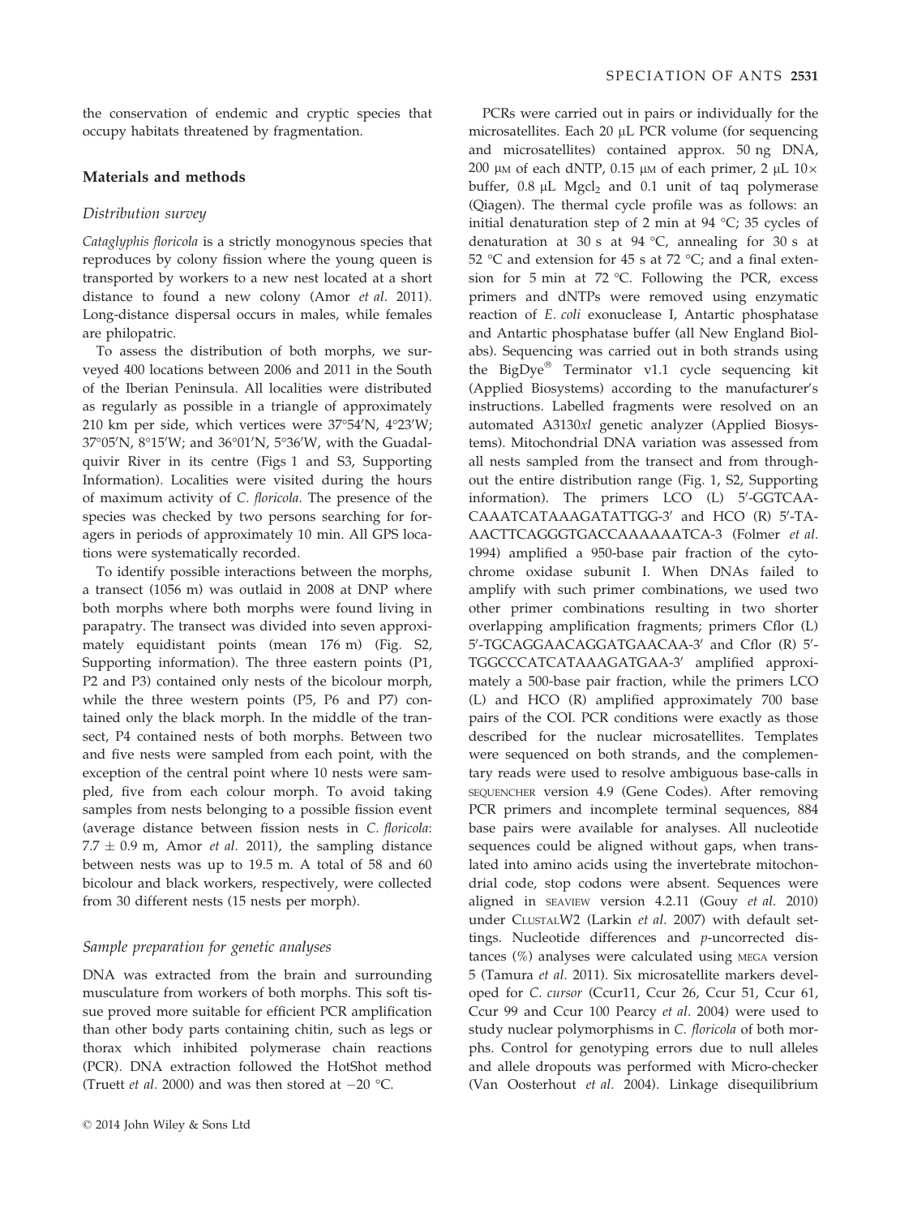the conservation of endemic and cryptic species that occupy habitats threatened by fragmentation.

## Materials and methods

### Distribution survey

*Cataglyphis floricola* is a strictly monogynous species that reproduces by colony fission where the young queen is transported by workers to a new nest located at a short distance to found a new colony (Amor *et al.* 2011). Long-distance dispersal occurs in males, while females are philopatric.

To assess the distribution of both morphs, we surveyed 400 locations between 2006 and 2011 in the South of the Iberian Peninsula. All localities were distributed as regularly as possible in a triangle of approximately 210 km per side, which vertices were 37°54′N, 4°23′W; 37°05′N, 8°15′W; and 36°01′N, 5°36′W, with the Guadalquivir River in its centre (Figs 1 and S3, Supporting Information). Localities were visited during the hours of maximum activity of *C. floricola*. The presence of the species was checked by two persons searching for foragers in periods of approximately 10 min. All GPS locations were systematically recorded.

To identify possible interactions between the morphs, a transect (1056 m) was outlaid in 2008 at DNP where both morphs where both morphs were found living in parapatry. The transect was divided into seven approximately equidistant points (mean 176 m) (Fig. S2, Supporting information). The three eastern points (P1, P2 and P3) contained only nests of the bicolour morph, while the three western points (P5, P6 and P7) contained only the black morph. In the middle of the transect, P4 contained nests of both morphs. Between two and five nests were sampled from each point, with the exception of the central point where 10 nests were sampled, five from each colour morph. To avoid taking samples from nests belonging to a possible fission event (average distance between fission nests in *C. floricola*: 7.7 ± 0.9 m, Amor *et al.* 2011), the sampling distance between nests was up to 19.5 m. A total of 58 and 60 bicolour and black workers, respectively, were collected from 30 different nests (15 nests per morph).

### Sample preparation for genetic analyses

DNA was extracted from the brain and surrounding musculature from workers of both morphs. This soft tissue proved more suitable for efficient PCR amplification than other body parts containing chitin, such as legs or thorax which inhibited polymerase chain reactions (PCR). DNA extraction followed the HotShot method (Truett *et al.* 2000) and was then stored at −20 °C.

PCRs were carried out in pairs or individually for the microsatellites. Each 20 μL PCR volume (for sequencing and microsatellites) contained approx. 50 ng DNA, 200 μM of each dNTP, 0.15 μM of each primer, 2 μL 10× buffer, 0.8 μL $MgCl_2$ and 0.1 unit of taq polymerase (Qiagen). The thermal cycle profile was as follows: an initial denaturation step of 2 min at 94 °C; 35 cycles of denaturation at 30 s at 94 °C, annealing for 30 s at 52 °C and extension for 45 s at 72 °C; and a final extension for 5 min at 72 °C. Following the PCR, excess primers and dNTPs were removed using enzymatic reaction of *E. coli* exonuclease I, Antartic phosphatase and Antartic phosphatase buffer (all New England Biolabs). Sequencing was carried out in both strands using the BigDye® Terminator v1.1 cycle sequencing kit (Applied Biosystems) according to the manufacturer's instructions. Labelled fragments were resolved on an automated A3130*xl* genetic analyzer (Applied Biosystems). Mitochondrial DNA variation was assessed from all nests sampled from the transect and from throughout the entire distribution range (Fig. 1, S2, Supporting information). The primers LCO (L) 5′-GGTCAACAAATCATAAAGATATTGG-3′ and HCO (R) 5′-TAAACTTCAGGGTGACCAAAAAATCA-3 (Folmer *et al.* 1994) amplified a 950-base pair fraction of the cytochrome oxidase subunit I. When DNAs failed to amplify with such primer combinations, we used two other primer combinations resulting in two shorter overlapping amplification fragments; primers Cflor (L) 5′-TGCAGGAACAGGATGAACAA-3′ and Cflor (R) 5′-TGGCCCATCATAAAGATGAA-3′ amplified approximately a 500-base pair fraction, while the primers LCO (L) and HCO (R) amplified approximately 700 base pairs of the COI. PCR conditions were exactly as those described for the nuclear microsatellites. Templates were sequenced on both strands, and the complementary reads were used to resolve ambiguous base-calls in SEQUENCHER version 4.9 (Gene Codes). After removing PCR primers and incomplete terminal sequences, 884 base pairs were available for analyses. All nucleotide sequences could be aligned without gaps, when translated into amino acids using the invertebrate mitochondrial code, stop codons were absent. Sequences were aligned in SEAVIEW version 4.2.11 (Gouy *et al.* 2010) under CLUSTALW2 (Larkin *et al.* 2007) with default settings. Nucleotide differences and *p*-uncorrected distances (%) analyses were calculated using MEGA version 5 (Tamura *et al.* 2011). Six microsatellite markers developed for *C. cursor* (Ccur11, Ccur 26, Ccur 51, Ccur 61, Ccur 99 and Ccur 100 Pearcy *et al.* 2004) were used to study nuclear polymorphisms in *C. floricola* of both morphs. Control for genotyping errors due to null alleles and allele dropouts was performed with Micro-checker (Van Oosterhout *et al.* 2004). Linkage disequilibrium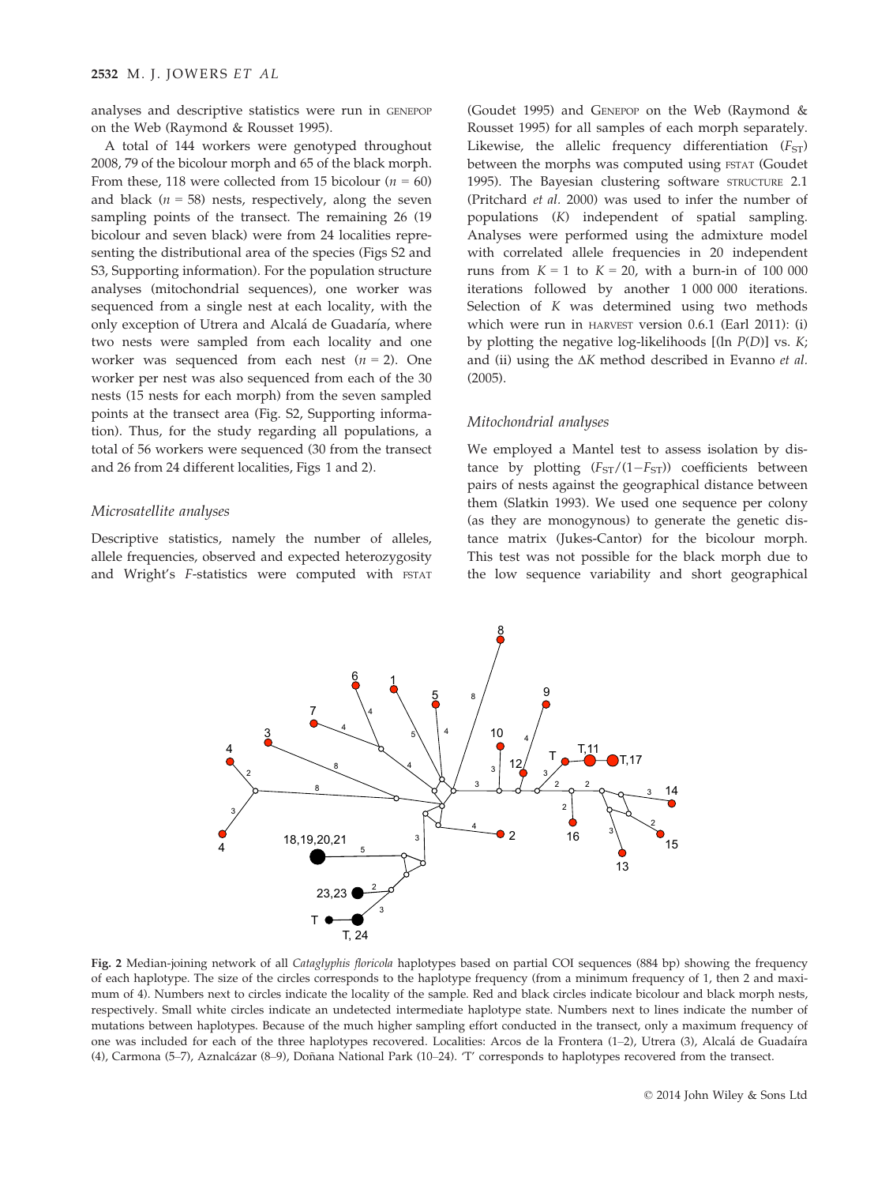analyses and descriptive statistics were run in GENEPOP on the Web (Raymond & Rousset 1995).

A total of 144 workers were genotyped throughout 2008, 79 of the bicolour morph and 65 of the black morph. From these, 118 were collected from 15 bicolour ($n = 60$) and black ($n = 58$) nests, respectively, along the seven sampling points of the transect. The remaining 26 (19 bicolour and seven black) were from 24 localities representing the distributional area of the species (Figs S2 and S3, Supporting information). For the population structure analyses (mitochondrial sequences), one worker was sequenced from a single nest at each locality, with the only exception of Utrera and Alcalá de Guadaría, where two nests were sampled from each locality and one worker was sequenced from each nest ($n = 2$). One worker per nest was also sequenced from each of the 30 nests (15 nests for each morph) from the seven sampled points at the transect area (Fig. S2, Supporting information). Thus, for the study regarding all populations, a total of 56 workers were sequenced (30 from the transect and 26 from 24 different localities, Figs 1 and 2).

### Microsatellite analyses

Descriptive statistics, namely the number of alleles, allele frequencies, observed and expected heterozygosity and Wright's *F*-statistics were computed with FSTAT (Goudet 1995) and GENEPOP on the Web (Raymond & Rousset 1995) for all samples of each morph separately. Likewise, the allelic frequency differentiation ($F_{ST}$) between the morphs was computed using FSTAT (Goudet 1995). The Bayesian clustering software STRUCTURE 2.1 (Pritchard *et al.* 2000) was used to infer the number of populations (*K*) independent of spatial sampling. Analyses were performed using the admixture model with correlated allele frequencies in 20 independent runs from $K = 1$ to $K = 20$, with a burn-in of 100 000 iterations followed by another 1 000 000 iterations. Selection of *K* was determined using two methods which were run in HARVEST version 0.6.1 (Earl 2011): (i) by plotting the negative log-likelihoods [(ln $P(D)$] vs. *K*; and (ii) using the $\Delta K$ method described in Evanno *et al.* (2005).

### Mitochondrial analyses

We employed a Mantel test to assess isolation by distance by plotting ($F_{ST}/(1-F_{ST})$) coefficients between pairs of nests against the geographical distance between them (Slatkin 1993). We used one sequence per colony (as they are monogynous) to generate the genetic distance matrix (Jukes-Cantor) for the bicolour morph. This test was not possible for the black morph due to the low sequence variability and short geographical

**Fig. 2** Median-joining network of all *Cataglyphis floricola* haplotypes based on partial COI sequences (884 bp) showing the frequency of each haplotype. The size of the circles corresponds to the haplotype frequency (from a minimum frequency of 1, then 2 and maximum of 4). Numbers next to circles indicate the locality of the sample. Red and black circles indicate bicolour and black morph nests, respectively. Small white circles indicate an undetected intermediate haplotype state. Numbers next to lines indicate the number of mutations between haplotypes. Because of the much higher sampling effort conducted in the transect, only a maximum frequency of one was included for each of the three haplotypes recovered. Localities: Arcos de la Frontera (1–2), Utrera (3), Alcalá de Guadaíra (4), Carmona (5–7), Aznalcázar (8–9), Doñana National Park (10–24). 'T' corresponds to haplotypes recovered from the transect.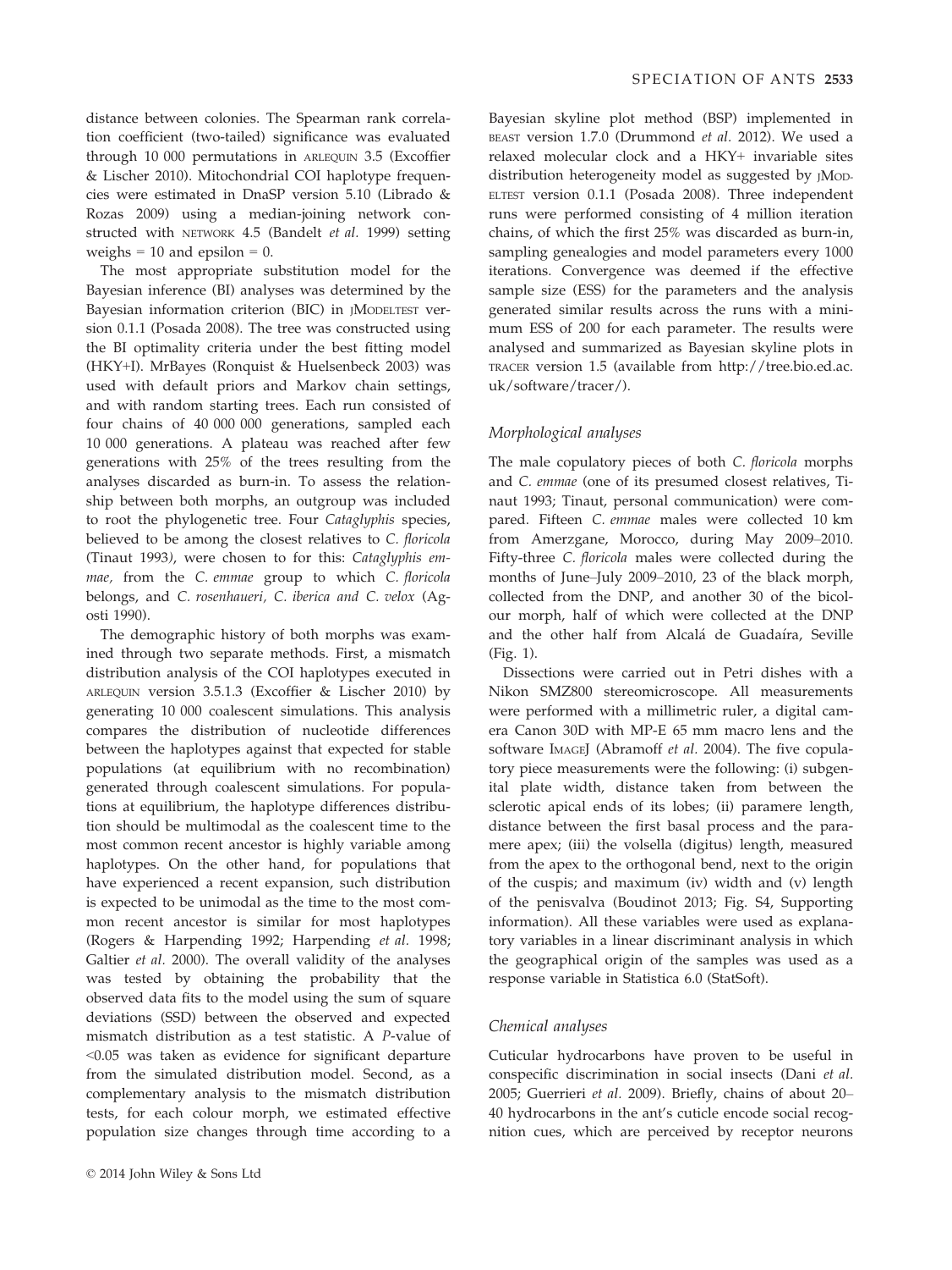distance between colonies. The Spearman rank correlation coefficient (two-tailed) significance was evaluated through 10 000 permutations in ARLEQUIN 3.5 (Excoffier & Lischer 2010). Mitochondrial COI haplotype frequencies were estimated in DnaSP version 5.10 (Librado & Rozas 2009) using a median-joining network constructed with NETWORK 4.5 (Bandelt *et al.* 1999) setting weighs = 10 and epsilon = 0.

The most appropriate substitution model for the Bayesian inference (BI) analyses was determined by the Bayesian information criterion (BIC) in JMODELTEST version 0.1.1 (Posada 2008). The tree was constructed using the BI optimality criteria under the best fitting model (HKY+I). MrBayes (Ronquist & Huelsenbeck 2003) was used with default priors and Markov chain settings, and with random starting trees. Each run consisted of four chains of 40 000 000 generations, sampled each 10 000 generations. A plateau was reached after few generations with 25% of the trees resulting from the analyses discarded as burn-in. To assess the relationship between both morphs, an outgroup was included to root the phylogenetic tree. Four *Cataglyphis* species, believed to be among the closest relatives to *C. floricola* (Tinaut 1993), were chosen to for this: *Cataglyphis emmae,* from the *C. emmae* group to which *C. floricola* belongs, and *C. rosenhaueri, C. iberica and C. velox* (Agosti 1990).

The demographic history of both morphs was examined through two separate methods. First, a mismatch distribution analysis of the COI haplotypes executed in ARLEQUIN version 3.5.1.3 (Excoffier & Lischer 2010) by generating 10 000 coalescent simulations. This analysis compares the distribution of nucleotide differences between the haplotypes against that expected for stable populations (at equilibrium with no recombination) generated through coalescent simulations. For populations at equilibrium, the haplotype differences distribution should be multimodal as the coalescent time to the most common recent ancestor is highly variable among haplotypes. On the other hand, for populations that have experienced a recent expansion, such distribution is expected to be unimodal as the time to the most common recent ancestor is similar for most haplotypes (Rogers & Harpending 1992; Harpending *et al.* 1998; Galtier *et al.* 2000). The overall validity of the analyses was tested by obtaining the probability that the observed data fits to the model using the sum of square deviations (SSD) between the observed and expected mismatch distribution as a test statistic. A *P*-value of <0.05 was taken as evidence for significant departure from the simulated distribution model. Second, as a complementary analysis to the mismatch distribution tests, for each colour morph, we estimated effective population size changes through time according to a Bayesian skyline plot method (BSP) implemented in BEAST version 1.7.0 (Drummond *et al.* 2012). We used a relaxed molecular clock and a HKY+ invariable sites distribution heterogeneity model as suggested by JMODELTEST version 0.1.1 (Posada 2008). Three independent runs were performed consisting of 4 million iteration chains, of which the first 25% was discarded as burn-in, sampling genealogies and model parameters every 1000 iterations. Convergence was deemed if the effective sample size (ESS) for the parameters and the analysis generated similar results across the runs with a minimum ESS of 200 for each parameter. The results were analysed and summarized as Bayesian skyline plots in TRACER version 1.5 (available from http://tree.bio.ed.ac.uk/software/tracer/).

### Morphological analyses

The male copulatory pieces of both *C. floricola* morphs and *C. emmae* (one of its presumed closest relatives, Tinaut 1993; Tinaut, personal communication) were compared. Fifteen *C. emmae* males were collected 10 km from Amerzgane, Morocco, during May 2009–2010. Fifty-three *C. floricola* males were collected during the months of June–July 2009–2010, 23 of the black morph, collected from the DNP, and another 30 of the bicolour morph, half of which were collected at the DNP and the other half from Alcalá de Guadaíra, Seville (Fig. 1).

Dissections were carried out in Petri dishes with a Nikon SMZ800 stereomicroscope. All measurements were performed with a millimetric ruler, a digital camera Canon 30D with MP-E 65 mm macro lens and the software IMAGEJ (Abramoff *et al.* 2004). The five copulatory piece measurements were the following: (i) subgenital plate width, distance taken from between the sclerotic apical ends of its lobes; (ii) paramere length, distance between the first basal process and the paramere apex; (iii) the volsella (digitus) length, measured from the apex to the orthogonal bend, next to the origin of the cuspis; and maximum (iv) width and (v) length of the penisvalva (Boudinot 2013; Fig. S4, Supporting information). All these variables were used as explanatory variables in a linear discriminant analysis in which the geographical origin of the samples was used as a response variable in Statistica 6.0 (StatSoft).

### Chemical analyses

Cuticular hydrocarbons have proven to be useful in conspecific discrimination in social insects (Dani *et al.* 2005; Guerrieri *et al.* 2009). Briefly, chains of about 20–40 hydrocarbons in the ant's cuticle encode social recognition cues, which are perceived by receptor neurons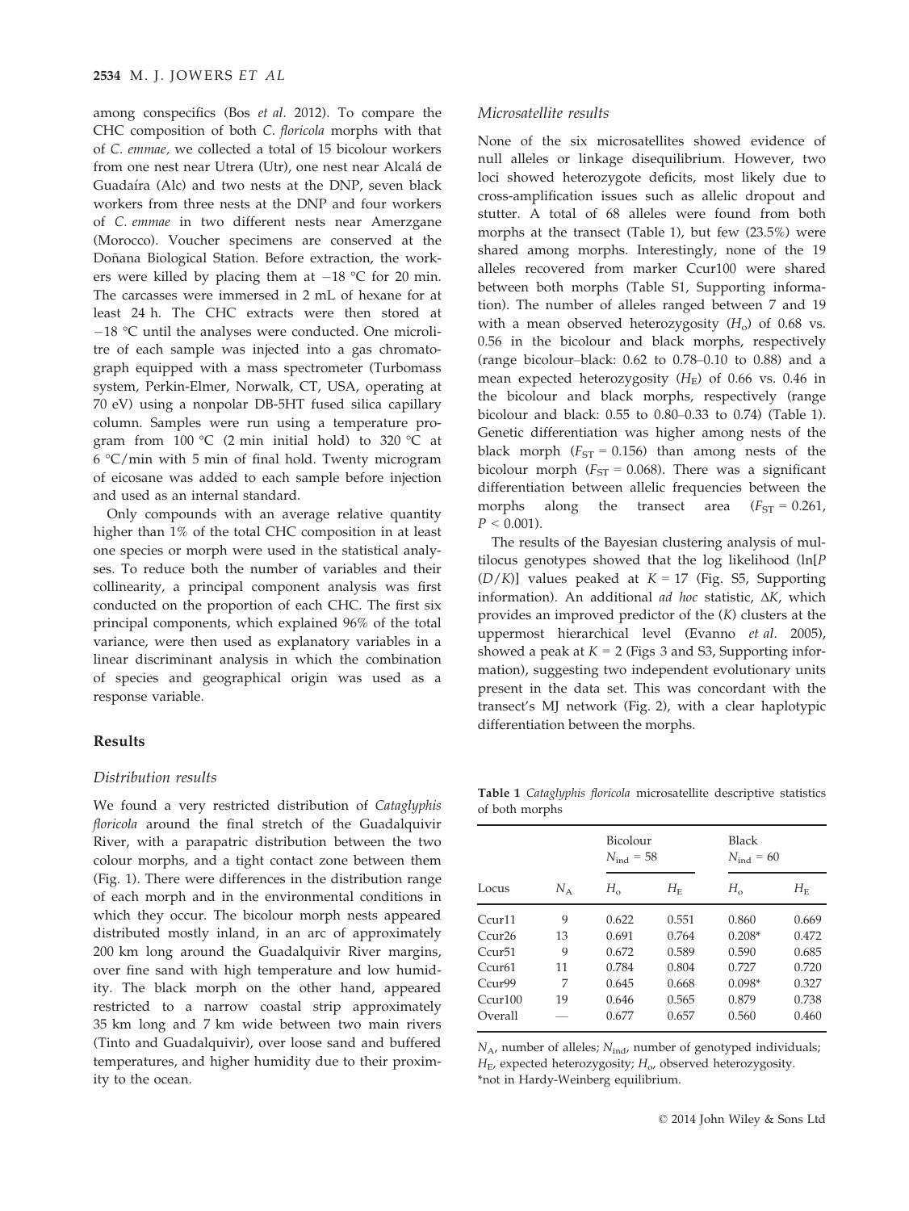among conspecifics (Bos *et al.* 2012). To compare the CHC composition of both *C. floricola* morphs with that of *C. emmae*, we collected a total of 15 bicolour workers from one nest near Utrera (Utr), one nest near Alcalá de Guadaíra (Alc) and two nests at the DNP, seven black workers from three nests at the DNP and four workers of *C. emmae* in two different nests near Amerzgane (Morocco). Voucher specimens are conserved at the Doñana Biological Station. Before extraction, the workers were killed by placing them at −18 °C for 20 min. The carcasses were immersed in 2 mL of hexane for at least 24 h. The CHC extracts were then stored at −18 °C until the analyses were conducted. One microlitre of each sample was injected into a gas chromatograph equipped with a mass spectrometer (Turbomass system, Perkin-Elmer, Norwalk, CT, USA, operating at 70 eV) using a nonpolar DB-5HT fused silica capillary column. Samples were run using a temperature program from 100 °C (2 min initial hold) to 320 °C at 6 °C/min with 5 min of final hold. Twenty microgram of eicosane was added to each sample before injection and used as an internal standard.

Only compounds with an average relative quantity higher than 1% of the total CHC composition in at least one species or morph were used in the statistical analyses. To reduce both the number of variables and their collinearity, a principal component analysis was first conducted on the proportion of each CHC. The first six principal components, which explained 96% of the total variance, were then used as explanatory variables in a linear discriminant analysis in which the combination of species and geographical origin was used as a response variable.

## Results

### Distribution results

We found a very restricted distribution of *Cataglyphis floricola* around the final stretch of the Guadalquivir River, with a parapatric distribution between the two colour morphs, and a tight contact zone between them (Fig. 1). There were differences in the distribution range of each morph and in the environmental conditions in which they occur. The bicolour morph nests appeared distributed mostly inland, in an arc of approximately 200 km long around the Guadalquivir River margins, over fine sand with high temperature and low humidity. The black morph on the other hand, appeared restricted to a narrow coastal strip approximately 35 km long and 7 km wide between two main rivers (Tinto and Guadalquivir), over loose sand and buffered temperatures, and higher humidity due to their proximity to the ocean.

### Microsatellite results

None of the six microsatellites showed evidence of null alleles or linkage disequilibrium. However, two loci showed heterozygote deficits, most likely due to cross-amplification issues such as allelic dropout and stutter. A total of 68 alleles were found from both morphs at the transect (Table 1), but few (23.5%) were shared among morphs. Interestingly, none of the 19 alleles recovered from marker Ccur100 were shared between both morphs (Table S1, Supporting information). The number of alleles ranged between 7 and 19 with a mean observed heterozygosity ($H_o$) of 0.68 vs. 0.56 in the bicolour and black morphs, respectively (range bicolour–black: 0.62 to 0.78–0.10 to 0.88) and a mean expected heterozygosity ($H_E$) of 0.66 vs. 0.46 in the bicolour and black morphs, respectively (range bicolour and black: 0.55 to 0.80–0.33 to 0.74) (Table 1). Genetic differentiation was higher among nests of the black morph ($F_{ST}$ = 0.156) than among nests of the bicolour morph ($F_{ST}$ = 0.068). There was a significant differentiation between allelic frequencies between the morphs along the transect area ($F_{ST}$ = 0.261, $P < 0.001$).

The results of the Bayesian clustering analysis of multilocus genotypes showed that the log likelihood (ln[$P(D/K)$] values peaked at $K$ = 17 (Fig. S5, Supporting information). An additional *ad hoc* statistic, $\Delta K$, which provides an improved predictor of the ($K$) clusters at the uppermost hierarchical level (Evanno *et al.* 2005), showed a peak at $K$ = 2 (Figs 3 and S3, Supporting information), suggesting two independent evolutionary units present in the data set. This was concordant with the transect's MJ network (Fig. 2), with a clear haplotypic differentiation between the morphs.

**Table 1** *Cataglyphis floricola* microsatellite descriptive statistics of both morphs

| | | Bicolour $N_{ind}$ = 58 | | Black $N_{ind}$ = 60 | |
|---|---|---|---|---|---|
| Locus | $N_A$ | $H_o$ | $H_E$ | $H_o$ | $H_E$ |
| Ccur11 | 9 | 0.622 | 0.551 | 0.860 | 0.669 |
| Ccur26 | 13 | 0.691 | 0.764 | 0.208* | 0.472 |
| Ccur51 | 9 | 0.672 | 0.589 | 0.590 | 0.685 |
| Ccur61 | 11 | 0.784 | 0.804 | 0.727 | 0.720 |
| Ccur99 | 7 | 0.645 | 0.668 | 0.098* | 0.327 |
| Ccur100 | 19 | 0.646 | 0.565 | 0.879 | 0.738 |
| Overall | — | 0.677 | 0.657 | 0.560 | 0.460 |

$N_A$, number of alleles; $N_{ind}$, number of genotyped individuals; $H_E$, expected heterozygosity; $H_o$, observed heterozygosity.
*not in Hardy-Weinberg equilibrium.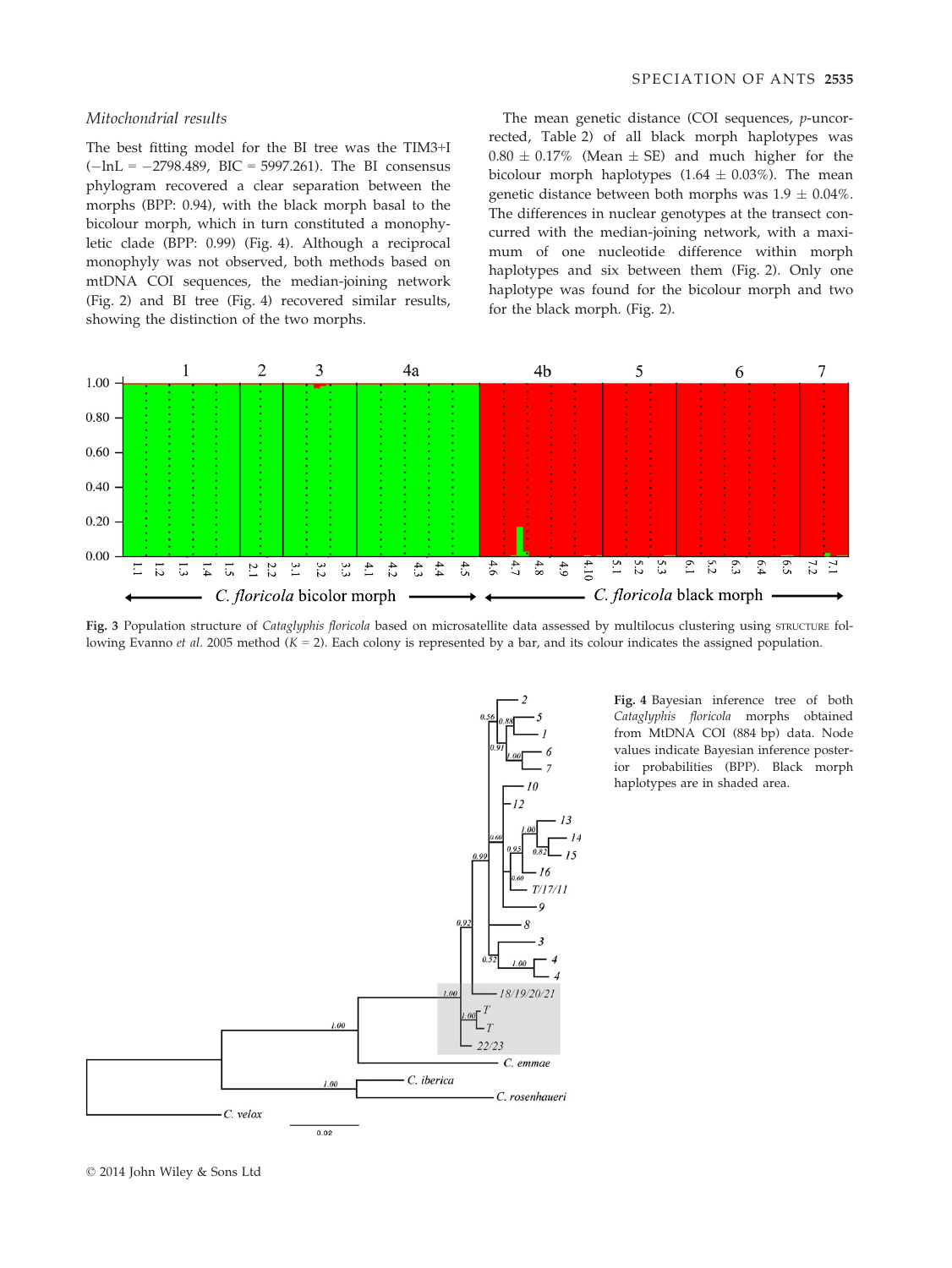### Mitochondrial results

The best fitting model for the BI tree was the TIM3+I (−lnL = −2798.489, BIC = 5997.261). The BI consensus phylogram recovered a clear separation between the morphs (BPP: 0.94), with the black morph basal to the bicolour morph, which in turn constituted a monophyletic clade (BPP: 0.99) (Fig. 4). Although a reciprocal monophyly was not observed, both methods based on mtDNA COI sequences, the median-joining network (Fig. 2) and BI tree (Fig. 4) recovered similar results, showing the distinction of the two morphs.

The mean genetic distance (COI sequences, *p*-uncorrected, Table 2) of all black morph haplotypes was 0.80 ± 0.17% (Mean ± SE) and much higher for the bicolour morph haplotypes (1.64 ± 0.03%). The mean genetic distance between both morphs was 1.9 ± 0.04%. The differences in nuclear genotypes at the transect concurred with the median-joining network, with a maximum of one nucleotide difference within morph haplotypes and six between them (Fig. 2). Only one haplotype was found for the bicolour morph and two for the black morph. (Fig. 2).

**Fig. 3** Population structure of *Cataglyphis floricola* based on microsatellite data assessed by multilocus clustering using STRUCTURE following Evanno *et al.* 2005 method ($K = 2$). Each colony is represented by a bar, and its colour indicates the assigned population.

**Fig. 4** Bayesian inference tree of both *Cataglyphis floricola* morphs obtained from MtDNA COI (884 bp) data. Node values indicate Bayesian inference posterior probabilities (BPP). Black morph haplotypes are in shaded area.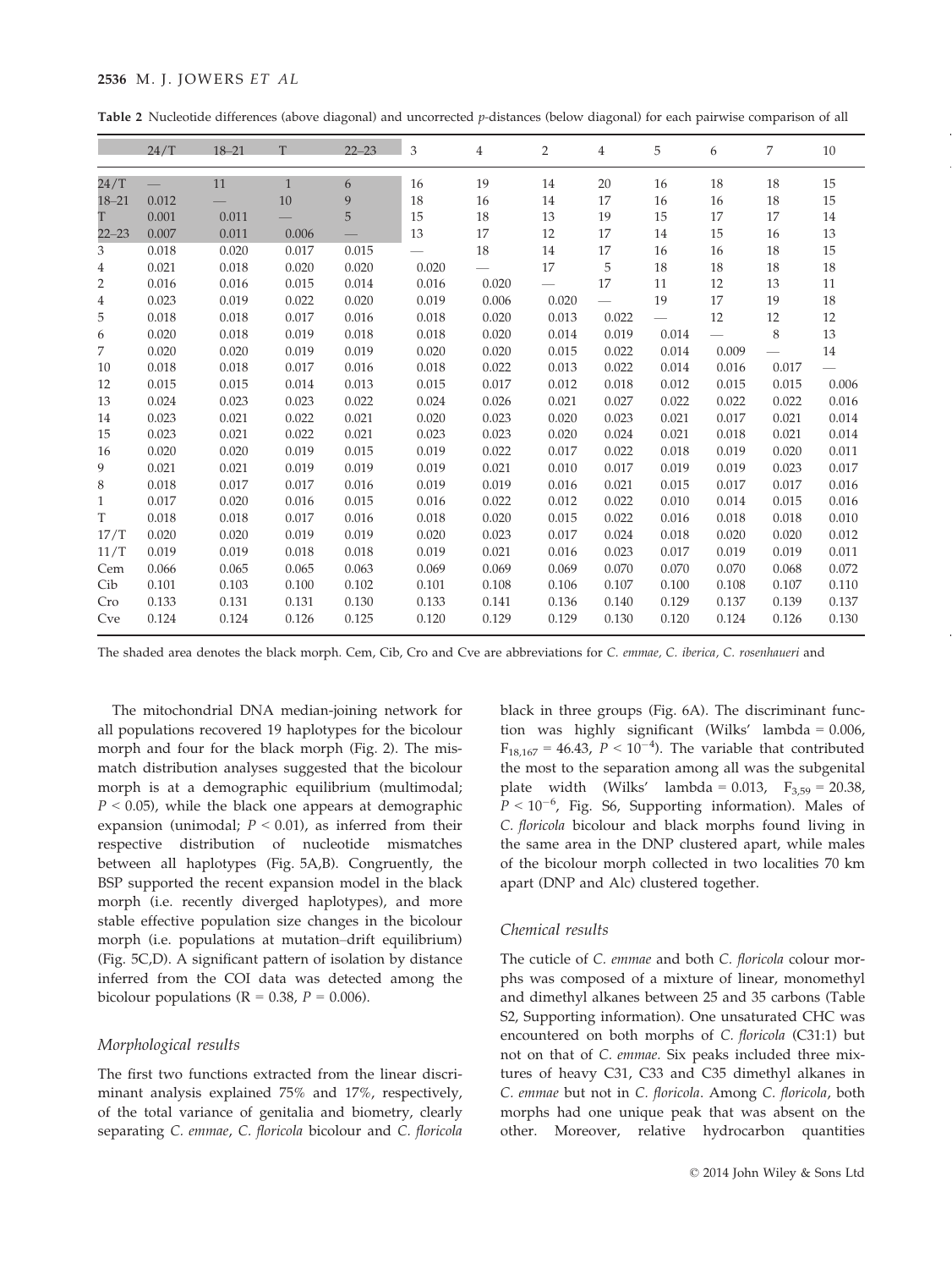**Table 2** Nucleotide differences (above diagonal) and uncorrected *p*-distances (below diagonal) for each pairwise comparison of all

| | 24/T | 18–21 | T | 22–23 | 3 | 4 | 2 | 4 | 5 | 6 | 7 | 10 |
|---|---|---|---|---|---|---|---|---|---|---|---|---|
| 24/T | — | 11 | 1 | 6 | 16 | 19 | 14 | 20 | 16 | 18 | 18 | 15 |
| 18–21 | 0.012 | — | 10 | 9 | 18 | 16 | 14 | 17 | 16 | 16 | 18 | 15 |
| T | 0.001 | 0.011 | — | 5 | 15 | 18 | 13 | 19 | 15 | 17 | 17 | 14 |
| 22–23 | 0.007 | 0.011 | 0.006 | — | 13 | 17 | 12 | 17 | 14 | 15 | 16 | 13 |
| 3 | 0.018 | 0.020 | 0.017 | 0.015 | — | 18 | 14 | 17 | 16 | 16 | 18 | 15 |
| 4 | 0.021 | 0.018 | 0.020 | 0.020 | 0.020 | — | 17 | 5 | 18 | 18 | 18 | 18 |
| 2 | 0.016 | 0.016 | 0.015 | 0.014 | 0.016 | 0.020 | — | 17 | 11 | 12 | 13 | 11 |
| 4 | 0.023 | 0.019 | 0.022 | 0.020 | 0.019 | 0.006 | 0.020 | — | 19 | 17 | 19 | 18 |
| 5 | 0.018 | 0.018 | 0.017 | 0.016 | 0.018 | 0.020 | 0.013 | 0.022 | — | 12 | 12 | 12 |
| 6 | 0.020 | 0.018 | 0.019 | 0.018 | 0.018 | 0.020 | 0.014 | 0.019 | 0.014 | — | 8 | 13 |
| 7 | 0.020 | 0.020 | 0.019 | 0.019 | 0.020 | 0.020 | 0.015 | 0.022 | 0.014 | 0.009 | — | 14 |
| 10 | 0.018 | 0.018 | 0.017 | 0.016 | 0.018 | 0.022 | 0.013 | 0.022 | 0.014 | 0.016 | 0.017 | — |
| 12 | 0.015 | 0.015 | 0.014 | 0.013 | 0.015 | 0.017 | 0.012 | 0.018 | 0.012 | 0.015 | 0.015 | 0.006 |
| 13 | 0.024 | 0.023 | 0.023 | 0.022 | 0.024 | 0.026 | 0.021 | 0.027 | 0.022 | 0.022 | 0.022 | 0.016 |
| 14 | 0.023 | 0.021 | 0.022 | 0.021 | 0.020 | 0.023 | 0.020 | 0.023 | 0.021 | 0.017 | 0.021 | 0.014 |
| 15 | 0.023 | 0.021 | 0.022 | 0.021 | 0.023 | 0.023 | 0.020 | 0.024 | 0.021 | 0.018 | 0.021 | 0.014 |
| 16 | 0.020 | 0.020 | 0.019 | 0.015 | 0.019 | 0.022 | 0.017 | 0.022 | 0.018 | 0.019 | 0.020 | 0.011 |
| 9 | 0.021 | 0.021 | 0.019 | 0.019 | 0.019 | 0.021 | 0.010 | 0.017 | 0.019 | 0.019 | 0.023 | 0.017 |
| 8 | 0.018 | 0.017 | 0.017 | 0.016 | 0.019 | 0.019 | 0.016 | 0.021 | 0.015 | 0.017 | 0.017 | 0.016 |
| 1 | 0.017 | 0.020 | 0.016 | 0.015 | 0.016 | 0.022 | 0.012 | 0.022 | 0.010 | 0.014 | 0.015 | 0.016 |
| T | 0.018 | 0.018 | 0.017 | 0.016 | 0.018 | 0.020 | 0.015 | 0.022 | 0.016 | 0.018 | 0.018 | 0.010 |
| 17/T | 0.020 | 0.020 | 0.019 | 0.019 | 0.020 | 0.023 | 0.017 | 0.024 | 0.018 | 0.020 | 0.020 | 0.012 |
| 11/T | 0.019 | 0.019 | 0.018 | 0.018 | 0.019 | 0.021 | 0.016 | 0.023 | 0.017 | 0.019 | 0.019 | 0.011 |
| Cem | 0.066 | 0.065 | 0.065 | 0.063 | 0.069 | 0.069 | 0.069 | 0.070 | 0.070 | 0.070 | 0.068 | 0.072 |
| Cib | 0.101 | 0.103 | 0.100 | 0.102 | 0.101 | 0.108 | 0.106 | 0.107 | 0.100 | 0.108 | 0.107 | 0.110 |
| Cro | 0.133 | 0.131 | 0.131 | 0.130 | 0.133 | 0.141 | 0.136 | 0.140 | 0.129 | 0.137 | 0.139 | 0.137 |
| Cve | 0.124 | 0.124 | 0.126 | 0.125 | 0.120 | 0.129 | 0.129 | 0.130 | 0.120 | 0.124 | 0.126 | 0.130 |

The shaded area denotes the black morph. Cem, Cib, Cro and Cve are abbreviations for *C. emmae*, *C. iberica*, *C. rosenhaueri* and

The mitochondrial DNA median-joining network for all populations recovered 19 haplotypes for the bicolour morph and four for the black morph (Fig. 2). The mismatch distribution analyses suggested that the bicolour morph is at a demographic equilibrium (multimodal; $P < 0.05$), while the black one appears at demographic expansion (unimodal; $P < 0.01$), as inferred from their respective distribution of nucleotide mismatches between all haplotypes (Fig. 5A,B). Congruently, the BSP supported the recent expansion model in the black morph (i.e. recently diverged haplotypes), and more stable effective population size changes in the bicolour morph (i.e. populations at mutation–drift equilibrium) (Fig. 5C,D). A significant pattern of isolation by distance inferred from the COI data was detected among the bicolour populations ($R = 0.38$, $P = 0.006$).

### Morphological results

The first two functions extracted from the linear discriminant analysis explained 75% and 17%, respectively, of the total variance of genitalia and biometry, clearly separating *C. emmae*, *C. floricola* bicolour and *C. floricola* black in three groups (Fig. 6A). The discriminant function was highly significant (Wilks' lambda = 0.006, $F_{18,167} = 46.43$, $P < 10^{-4}$). The variable that contributed the most to the separation among all was the subgenital plate width (Wilks' lambda = 0.013, $F_{3,59} = 20.38$, $P < 10^{-6}$, Fig. S6, Supporting information). Males of *C. floricola* bicolour and black morphs found living in the same area in the DNP clustered apart, while males of the bicolour morph collected in two localities 70 km apart (DNP and Alc) clustered together.

### Chemical results

The cuticle of *C. emmae* and both *C. floricola* colour morphs was composed of a mixture of linear, monomethyl and dimethyl alkanes between 25 and 35 carbons (Table S2, Supporting information). One unsaturated CHC was encountered on both morphs of *C. floricola* (C31:1) but not on that of *C. emmae.* Six peaks included three mixtures of heavy C31, C33 and C35 dimethyl alkanes in *C. emmae* but not in *C. floricola*. Among *C. floricola*, both morphs had one unique peak that was absent on the other. Moreover, relative hydrocarbon quantities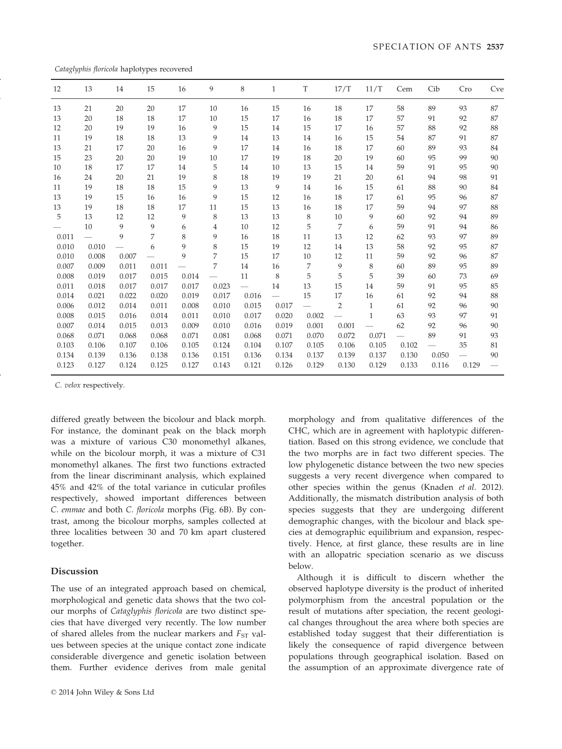*Cataglyphis floricola* haplotypes recovered

| 12 | 13 | 14 | 15 | 16 | 9 | 8 | 1 | T | 17/T | 11/T | Cem | Cib | Cro | Cve |
|---|---|---|---|---|---|---|---|---|---|---|---|---|---|---|
| 13 | 21 | 20 | 20 | 17 | 10 | 16 | 15 | 16 | 18 | 17 | 58 | 89 | 93 | 87 |
| 13 | 20 | 18 | 18 | 17 | 10 | 15 | 17 | 16 | 18 | 17 | 57 | 91 | 92 | 87 |
| 12 | 20 | 19 | 19 | 16 | 9 | 15 | 14 | 15 | 17 | 16 | 57 | 88 | 92 | 88 |
| 11 | 19 | 18 | 18 | 13 | 9 | 14 | 13 | 14 | 16 | 15 | 54 | 87 | 91 | 87 |
| 13 | 21 | 17 | 20 | 16 | 9 | 17 | 14 | 16 | 18 | 17 | 60 | 89 | 93 | 84 |
| 15 | 23 | 20 | 20 | 19 | 10 | 17 | 19 | 18 | 20 | 19 | 60 | 95 | 99 | 90 |
| 10 | 18 | 17 | 17 | 14 | 5 | 14 | 10 | 13 | 15 | 14 | 59 | 91 | 95 | 90 |
| 16 | 24 | 20 | 21 | 19 | 8 | 18 | 19 | 19 | 21 | 20 | 61 | 94 | 98 | 91 |
| 11 | 19 | 18 | 18 | 15 | 9 | 13 | 9 | 14 | 16 | 15 | 61 | 88 | 90 | 84 |
| 13 | 19 | 15 | 16 | 16 | 9 | 15 | 12 | 16 | 18 | 17 | 61 | 95 | 96 | 87 |
| 13 | 19 | 18 | 18 | 17 | 11 | 15 | 13 | 16 | 18 | 17 | 59 | 94 | 97 | 88 |
| 5 | 13 | 12 | 12 | 9 | 8 | 13 | 13 | 8 | 10 | 9 | 60 | 92 | 94 | 89 |
| — | 10 | 9 | 9 | 6 | 4 | 10 | 12 | 5 | 7 | 6 | 59 | 91 | 94 | 86 |
| 0.011 | — | 9 | 7 | 8 | 9 | 16 | 18 | 11 | 13 | 12 | 62 | 93 | 97 | 89 |
| 0.010 | 0.010 | — | 6 | 9 | 8 | 15 | 19 | 12 | 14 | 13 | 58 | 92 | 95 | 87 |
| 0.010 | 0.008 | 0.007 | — | 9 | 7 | 15 | 17 | 10 | 12 | 11 | 59 | 92 | 96 | 87 |
| 0.007 | 0.009 | 0.011 | 0.011 | — | 7 | 14 | 16 | 7 | 9 | 8 | 60 | 89 | 95 | 89 |
| 0.008 | 0.019 | 0.017 | 0.015 | 0.014 | — | 11 | 8 | 5 | 5 | 5 | 39 | 60 | 73 | 69 |
| 0.011 | 0.018 | 0.017 | 0.017 | 0.017 | 0.023 | — | 14 | 13 | 15 | 14 | 59 | 91 | 95 | 85 |
| 0.014 | 0.021 | 0.022 | 0.020 | 0.019 | 0.017 | 0.016 | — | 15 | 17 | 16 | 61 | 92 | 94 | 88 |
| 0.006 | 0.012 | 0.014 | 0.011 | 0.008 | 0.010 | 0.015 | 0.017 | — | 2 | 1 | 61 | 92 | 96 | 90 |
| 0.008 | 0.015 | 0.016 | 0.014 | 0.011 | 0.010 | 0.017 | 0.020 | 0.002 | — | 1 | 63 | 93 | 97 | 91 |
| 0.007 | 0.014 | 0.015 | 0.013 | 0.009 | 0.010 | 0.016 | 0.019 | 0.001 | 0.001 | — | 62 | 92 | 96 | 90 |
| 0.068 | 0.071 | 0.068 | 0.068 | 0.071 | 0.081 | 0.068 | 0.071 | 0.070 | 0.072 | 0.071 | — | 89 | 91 | 93 |
| 0.103 | 0.106 | 0.107 | 0.106 | 0.105 | 0.124 | 0.104 | 0.107 | 0.105 | 0.106 | 0.105 | 0.102 | — | 35 | 81 |
| 0.134 | 0.139 | 0.136 | 0.138 | 0.136 | 0.151 | 0.136 | 0.134 | 0.137 | 0.139 | 0.137 | 0.130 | 0.050 | — | 90 |
| 0.123 | 0.127 | 0.124 | 0.125 | 0.127 | 0.143 | 0.121 | 0.126 | 0.129 | 0.130 | 0.129 | 0.133 | 0.116 | 0.129 | — |

*C. velox* respectively.

differed greatly between the bicolour and black morph. For instance, the dominant peak on the black morph was a mixture of various C30 monomethyl alkanes, while on the bicolour morph, it was a mixture of C31 monomethyl alkanes. The first two functions extracted from the linear discriminant analysis, which explained 45% and 42% of the total variance in cuticular profiles respectively, showed important differences between *C. emmae* and both *C. floricola* morphs (Fig. 6B). By contrast, among the bicolour morphs, samples collected at three localities between 30 and 70 km apart clustered together.

## Discussion

The use of an integrated approach based on chemical, morphological and genetic data shows that the two colour morphs of *Cataglyphis floricola* are two distinct species that have diverged very recently. The low number of shared alleles from the nuclear markers and $F_{ST}$ values between species at the unique contact zone indicate considerable divergence and genetic isolation between them. Further evidence derives from male genital morphology and from qualitative differences of the CHC, which are in agreement with haplotypic differentiation. Based on this strong evidence, we conclude that the two morphs are in fact two different species. The low phylogenetic distance between the two new species suggests a very recent divergence when compared to other species within the genus (Knaden *et al.* 2012). Additionally, the mismatch distribution analysis of both species suggests that they are undergoing different demographic changes, with the bicolour and black species at demographic equilibrium and expansion, respectively. Hence, at first glance, these results are in line with an allopatric speciation scenario as we discuss below.

Although it is difficult to discern whether the observed haplotype diversity is the product of inherited polymorphism from the ancestral population or the result of mutations after speciation, the recent geological changes throughout the area where both species are established today suggest that their differentiation is likely the consequence of rapid divergence between populations through geographical isolation. Based on the assumption of an approximate divergence rate of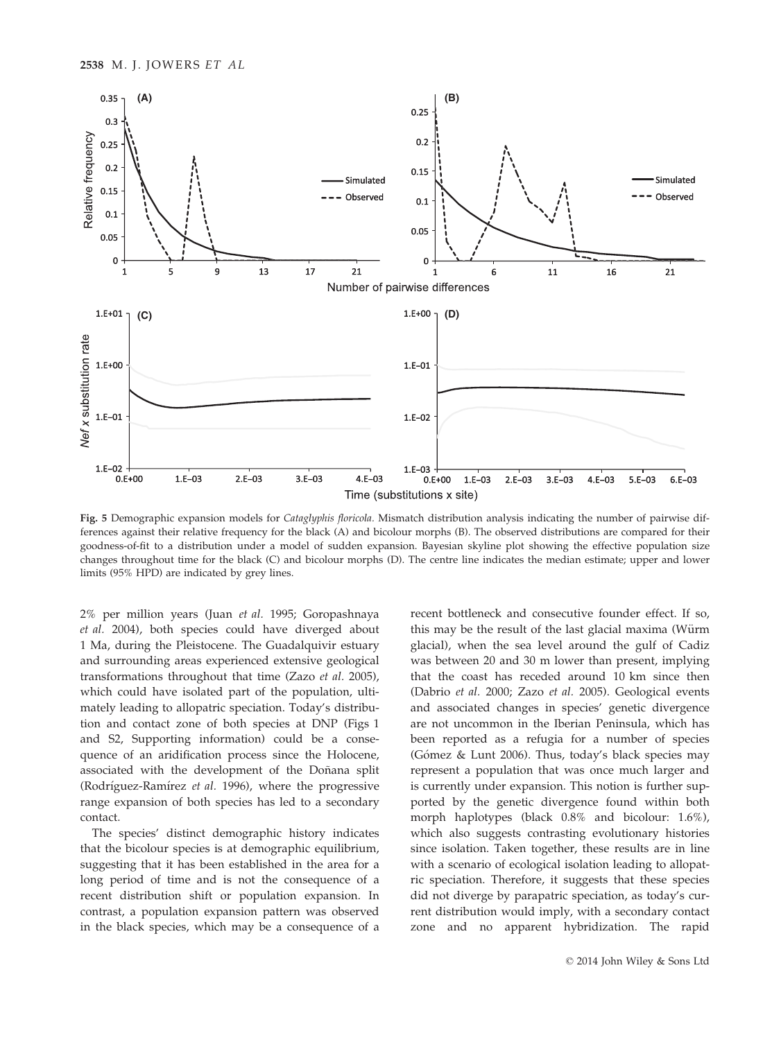**Fig. 5** Demographic expansion models for *Cataglyphis floricola*. Mismatch distribution analysis indicating the number of pairwise differences against their relative frequency for the black (A) and bicolour morphs (B). The observed distributions are compared for their goodness-of-fit to a distribution under a model of sudden expansion. Bayesian skyline plot showing the effective population size changes throughout time for the black (C) and bicolour morphs (D). The centre line indicates the median estimate; upper and lower limits (95% HPD) are indicated by grey lines.

2% per million years (Juan *et al.* 1995; Goropashnaya *et al.* 2004), both species could have diverged about 1 Ma, during the Pleistocene. The Guadalquivir estuary and surrounding areas experienced extensive geological transformations throughout that time (Zazo *et al.* 2005), which could have isolated part of the population, ultimately leading to allopatric speciation. Today's distribution and contact zone of both species at DNP (Figs 1 and S2, Supporting information) could be a consequence of an aridification process since the Holocene, associated with the development of the Doñana split (Rodríguez-Ramírez *et al.* 1996), where the progressive range expansion of both species has led to a secondary contact.

The species' distinct demographic history indicates that the bicolour species is at demographic equilibrium, suggesting that it has been established in the area for a long period of time and is not the consequence of a recent distribution shift or population expansion. In contrast, a population expansion pattern was observed in the black species, which may be a consequence of a recent bottleneck and consecutive founder effect. If so, this may be the result of the last glacial maxima (Würm glacial), when the sea level around the gulf of Cadiz was between 20 and 30 m lower than present, implying that the coast has receded around 10 km since then (Dabrio *et al.* 2000; Zazo *et al.* 2005). Geological events and associated changes in species' genetic divergence are not uncommon in the Iberian Peninsula, which has been reported as a refugia for a number of species (Gómez & Lunt 2006). Thus, today's black species may represent a population that was once much larger and is currently under expansion. This notion is further supported by the genetic divergence found within both morph haplotypes (black 0.8% and bicolour: 1.6%), which also suggests contrasting evolutionary histories since isolation. Taken together, these results are in line with a scenario of ecological isolation leading to allopatric speciation. Therefore, it suggests that these species did not diverge by parapatric speciation, as today's current distribution would imply, with a secondary contact zone and no apparent hybridization. The rapid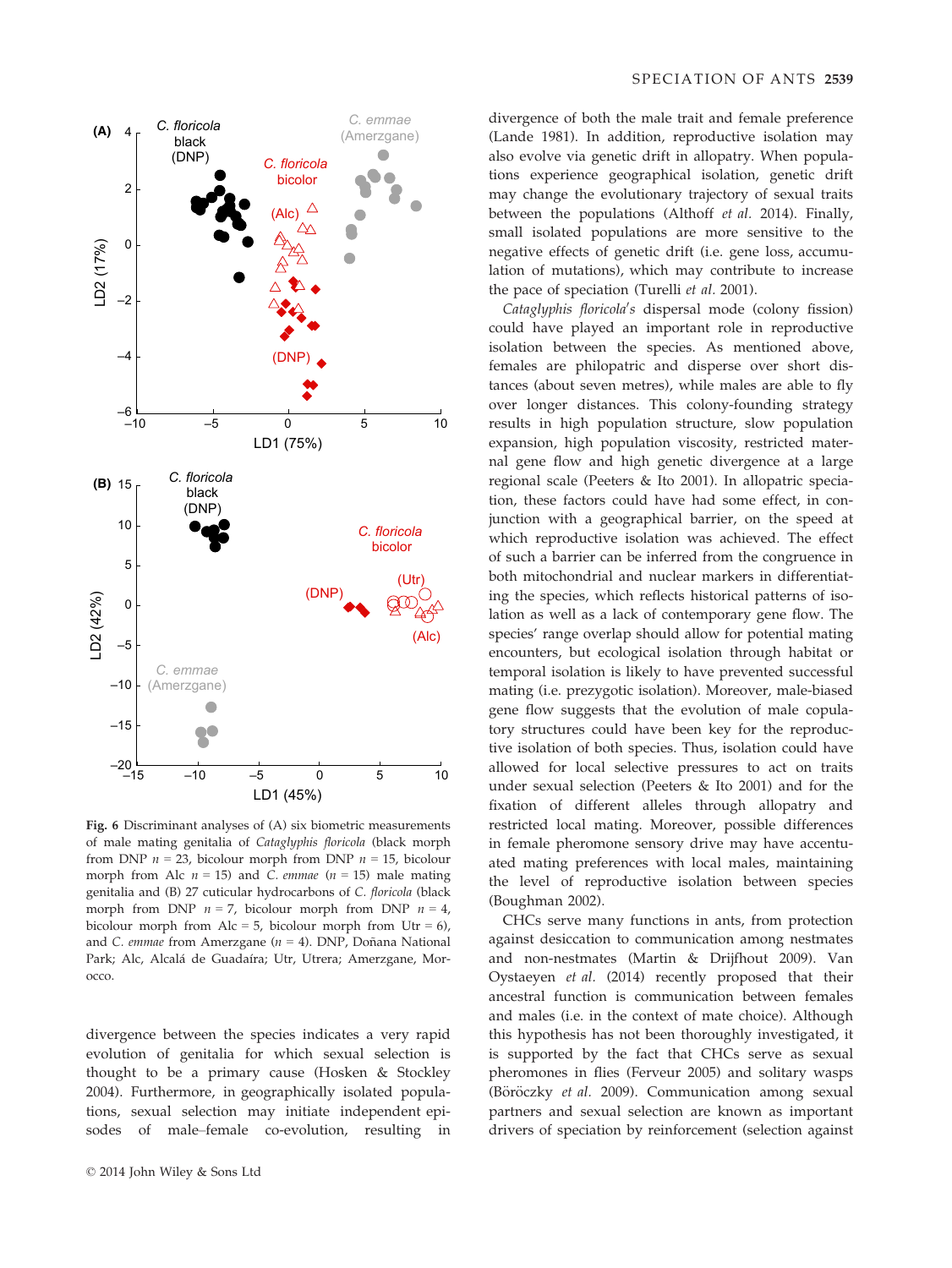Fig. 6 Discriminant analyses of (A) six biometric measurements of male mating genitalia of *Cataglyphis floricola* (black morph from DNP $n = 23$, bicolour morph from DNP $n = 15$, bicolour morph from Alc $n = 15$) and *C. emmae* ($n = 15$) male mating genitalia and (B) 27 cuticular hydrocarbons of *C. floricola* (black morph from DNP $n = 7$, bicolour morph from DNP $n = 4$, bicolour morph from Alc = 5, bicolour morph from Utr = 6), and *C. emmae* from Amerzgane ($n = 4$). DNP, Doñana National Park; Alc, Alcalá de Guadaíra; Utr, Utrera; Amerzgane, Morocco.

divergence between the species indicates a very rapid evolution of genitalia for which sexual selection is thought to be a primary cause (Hosken & Stockley 2004). Furthermore, in geographically isolated populations, sexual selection may initiate independent episodes of male–female co-evolution, resulting in divergence of both the male trait and female preference (Lande 1981). In addition, reproductive isolation may also evolve via genetic drift in allopatry. When populations experience geographical isolation, genetic drift may change the evolutionary trajectory of sexual traits between the populations (Althoff *et al.* 2014). Finally, small isolated populations are more sensitive to the negative effects of genetic drift (i.e. gene loss, accumulation of mutations), which may contribute to increase the pace of speciation (Turelli *et al.* 2001).

*Cataglyphis floricola's* dispersal mode (colony fission) could have played an important role in reproductive isolation between the species. As mentioned above, females are philopatric and disperse over short distances (about seven metres), while males are able to fly over longer distances. This colony-founding strategy results in high population structure, slow population expansion, high population viscosity, restricted maternal gene flow and high genetic divergence at a large regional scale (Peeters & Ito 2001). In allopatric speciation, these factors could have had some effect, in conjunction with a geographical barrier, on the speed at which reproductive isolation was achieved. The effect of such a barrier can be inferred from the congruence in both mitochondrial and nuclear markers in differentiating the species, which reflects historical patterns of isolation as well as a lack of contemporary gene flow. The species' range overlap should allow for potential mating encounters, but ecological isolation through habitat or temporal isolation is likely to have prevented successful mating (i.e. prezygotic isolation). Moreover, male-biased gene flow suggests that the evolution of male copulatory structures could have been key for the reproductive isolation of both species. Thus, isolation could have allowed for local selective pressures to act on traits under sexual selection (Peeters & Ito 2001) and for the fixation of different alleles through allopatry and restricted local mating. Moreover, possible differences in female pheromone sensory drive may have accentuated mating preferences with local males, maintaining the level of reproductive isolation between species (Boughman 2002).

CHCs serve many functions in ants, from protection against desiccation to communication among nestmates and non-nestmates (Martin & Drijfhout 2009). Van Oystaeyen *et al.* (2014) recently proposed that their ancestral function is communication between females and males (i.e. in the context of mate choice). Although this hypothesis has not been thoroughly investigated, it is supported by the fact that CHCs serve as sexual pheromones in flies (Ferveur 2005) and solitary wasps (Böröczky *et al.* 2009). Communication among sexual partners and sexual selection are known as important drivers of speciation by reinforcement (selection against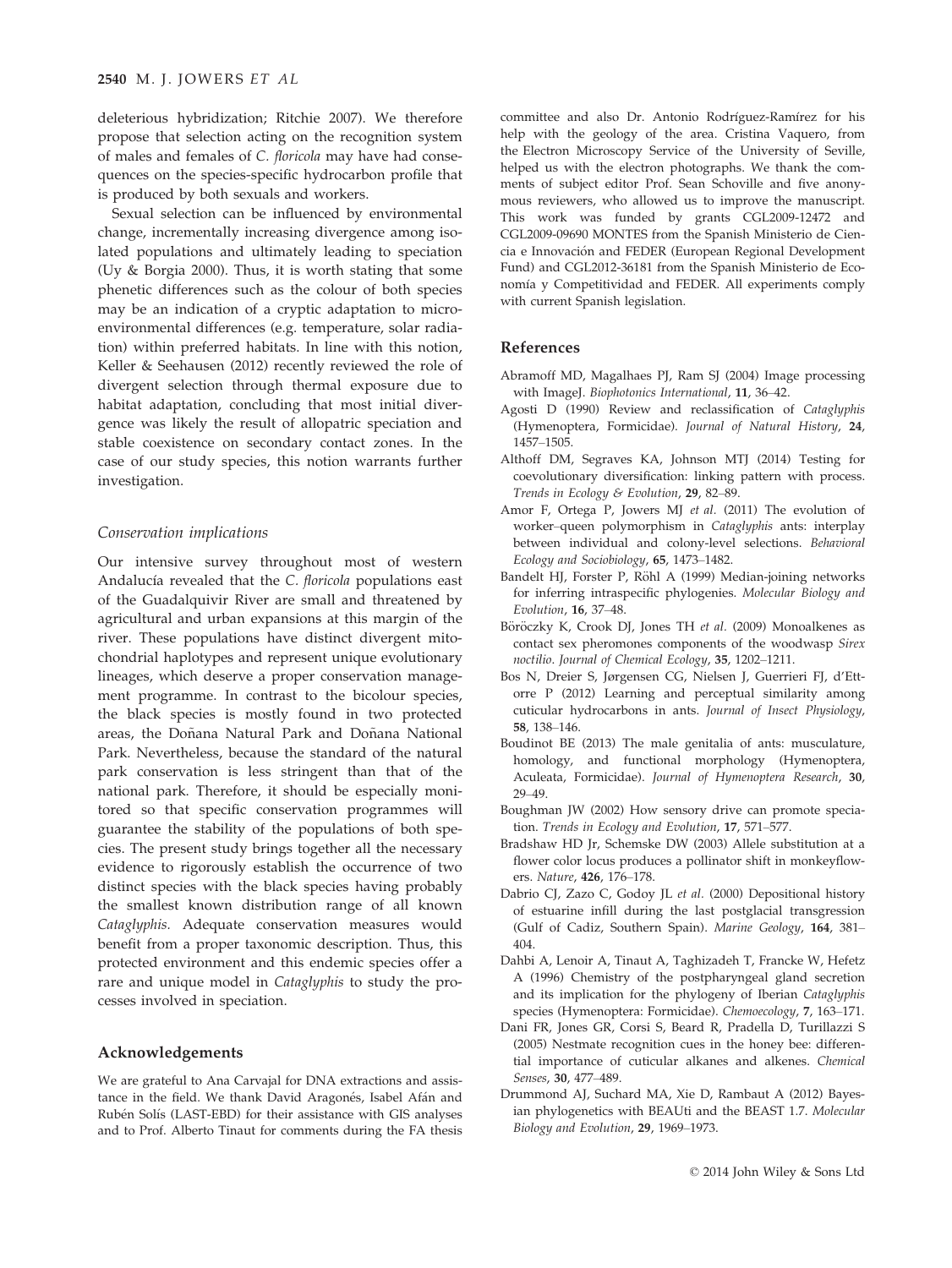deleterious hybridization; Ritchie 2007). We therefore propose that selection acting on the recognition system of males and females of *C. floricola* may have had consequences on the species-specific hydrocarbon profile that is produced by both sexuals and workers.

Sexual selection can be influenced by environmental change, incrementally increasing divergence among isolated populations and ultimately leading to speciation (Uy & Borgia 2000). Thus, it is worth stating that some phenetic differences such as the colour of both species may be an indication of a cryptic adaptation to micro-environmental differences (e.g. temperature, solar radiation) within preferred habitats. In line with this notion, Keller & Seehausen (2012) recently reviewed the role of divergent selection through thermal exposure due to habitat adaptation, concluding that most initial divergence was likely the result of allopatric speciation and stable coexistence on secondary contact zones. In the case of our study species, this notion warrants further investigation.

### Conservation implications

Our intensive survey throughout most of western Andalucía revealed that the *C. floricola* populations east of the Guadalquivir River are small and threatened by agricultural and urban expansions at this margin of the river. These populations have distinct divergent mitochondrial haplotypes and represent unique evolutionary lineages, which deserve a proper conservation management programme. In contrast to the bicolour species, the black species is mostly found in two protected areas, the Doñana Natural Park and Doñana National Park. Nevertheless, because the standard of the natural park conservation is less stringent than that of the national park. Therefore, it should be especially monitored so that specific conservation programmes will guarantee the stability of the populations of both species. The present study brings together all the necessary evidence to rigorously establish the occurrence of two distinct species with the black species having probably the smallest known distribution range of all known *Cataglyphis*. Adequate conservation measures would benefit from a proper taxonomic description. Thus, this protected environment and this endemic species offer a rare and unique model in *Cataglyphis* to study the processes involved in speciation.

## Acknowledgements

We are grateful to Ana Carvajal for DNA extractions and assistance in the field. We thank David Aragonés, Isabel Afán and Rubén Solís (LAST-EBD) for their assistance with GIS analyses and to Prof. Alberto Tinaut for comments during the FA thesis committee and also Dr. Antonio Rodríguez-Ramírez for his help with the geology of the area. Cristina Vaquero, from the Electron Microscopy Service of the University of Seville, helped us with the electron photographs. We thank the comments of subject editor Prof. Sean Schoville and five anonymous reviewers, who allowed us to improve the manuscript. This work was funded by grants CGL2009-12472 and CGL2009-09690 MONTES from the Spanish Ministerio de Ciencia e Innovación and FEDER (European Regional Development Fund) and CGL2012-36181 from the Spanish Ministerio de Economía y Competitividad and FEDER. All experiments comply with current Spanish legislation.

## References

Abramoff MD, Magalhaes PJ, Ram SJ (2004) Image processing with ImageJ. *Biophotonics International*, **11**, 36–42.

Agosti D (1990) Review and reclassification of *Cataglyphis* (Hymenoptera, Formicidae). *Journal of Natural History*, **24**, 1457–1505.

Althoff DM, Segraves KA, Johnson MTJ (2014) Testing for coevolutionary diversification: linking pattern with process. *Trends in Ecology & Evolution*, **29**, 82–89.

Amor F, Ortega P, Jowers MJ *et al.* (2011) The evolution of worker–queen polymorphism in *Cataglyphis* ants: interplay between individual and colony-level selections. *Behavioral Ecology and Sociobiology*, **65**, 1473–1482.

Bandelt HJ, Forster P, Röhl A (1999) Median-joining networks for inferring intraspecific phylogenies. *Molecular Biology and Evolution*, **16**, 37–48.

Böröczky K, Crook DJ, Jones TH *et al.* (2009) Monoalkenes as contact sex pheromones components of the woodwasp *Sirex noctilio*. *Journal of Chemical Ecology*, **35**, 1202–1211.

Bos N, Dreier S, Jørgensen CG, Nielsen J, Guerrieri FJ, d'Ettorre P (2012) Learning and perceptual similarity among cuticular hydrocarbons in ants. *Journal of Insect Physiology*, **58**, 138–146.

Boudinot BE (2013) The male genitalia of ants: musculature, homology, and functional morphology (Hymenoptera, Aculeata, Formicidae). *Journal of Hymenoptera Research*, **30**, 29–49.

Boughman JW (2002) How sensory drive can promote speciation. *Trends in Ecology and Evolution*, **17**, 571–577.

Bradshaw HD Jr, Schemske DW (2003) Allele substitution at a flower color locus produces a pollinator shift in monkeyflowers. *Nature*, **426**, 176–178.

Dabrio CJ, Zazo C, Godoy JL *et al.* (2000) Depositional history of estuarine infill during the last postglacial transgression (Gulf of Cadiz, Southern Spain). *Marine Geology*, **164**, 381–404.

Dahbi A, Lenoir A, Tinaut A, Taghizadeh T, Francke W, Hefetz A (1996) Chemistry of the postpharyngeal gland secretion and its implication for the phylogeny of Iberian *Cataglyphis* species (Hymenoptera: Formicidae). *Chemoecology*, **7**, 163–171.

Dani FR, Jones GR, Corsi S, Beard R, Pradella D, Turillazzi S (2005) Nestmate recognition cues in the honey bee: differential importance of cuticular alkanes and alkenes. *Chemical Senses*, **30**, 477–489.

Drummond AJ, Suchard MA, Xie D, Rambaut A (2012) Bayesian phylogenetics with BEAUti and the BEAST 1.7. *Molecular Biology and Evolution*, **29**, 1969–1973.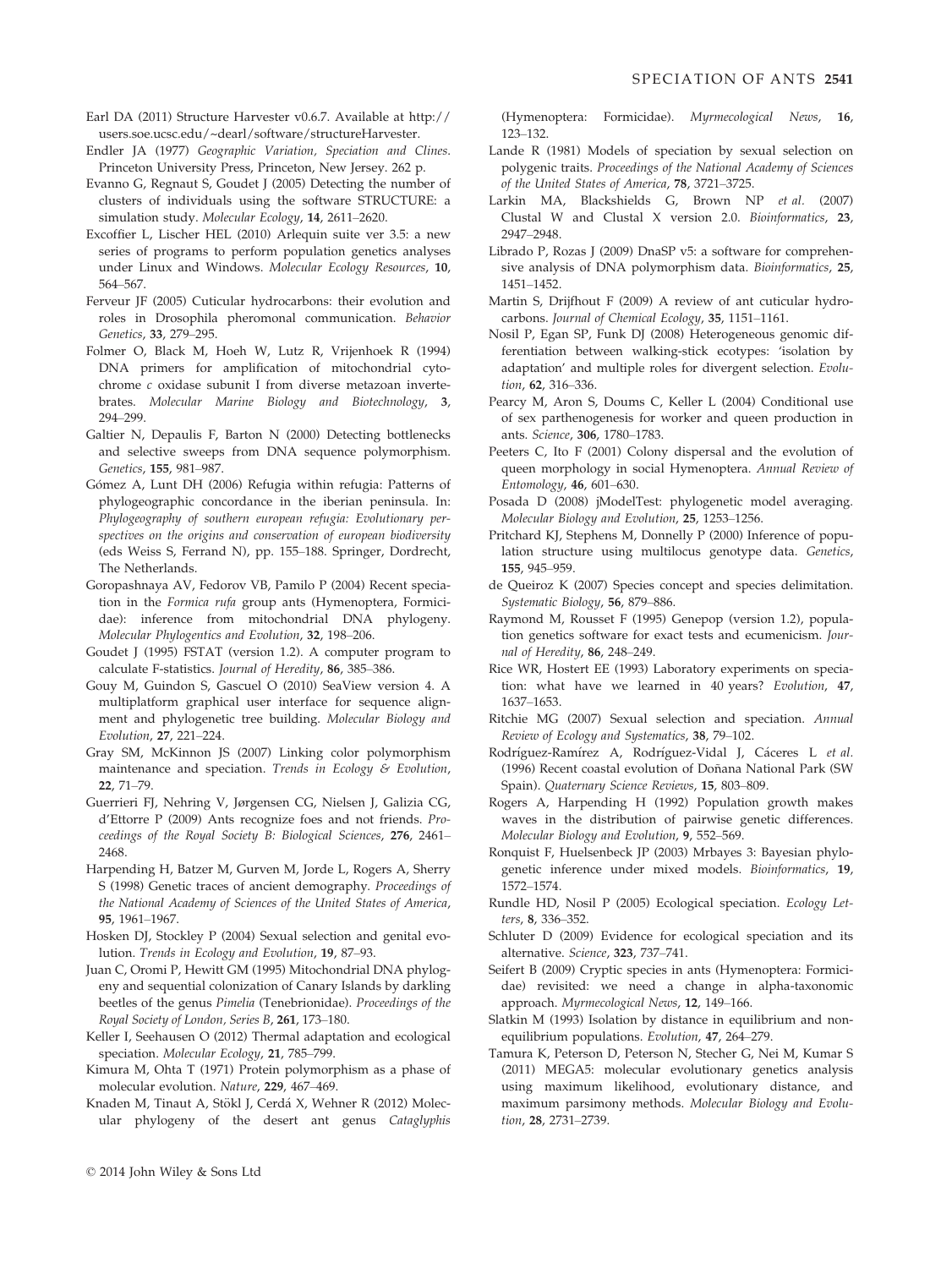Earl DA (2011) Structure Harvester v0.6.7. Available at http://users.soe.ucsc.edu/~dearl/software/structureHarvester.

Endler JA (1977) *Geographic Variation, Speciation and Clines*. Princeton University Press, Princeton, New Jersey. 262 p.

Evanno G, Regnaut S, Goudet J (2005) Detecting the number of clusters of individuals using the software STRUCTURE: a simulation study. *Molecular Ecology*, **14**, 2611–2620.

Excoffier L, Lischer HEL (2010) Arlequin suite ver 3.5: a new series of programs to perform population genetics analyses under Linux and Windows. *Molecular Ecology Resources*, **10**, 564–567.

Ferveur JF (2005) Cuticular hydrocarbons: their evolution and roles in Drosophila pheromonal communication. *Behavior Genetics*, **33**, 279–295.

Folmer O, Black M, Hoeh W, Lutz R, Vrijenhoek R (1994) DNA primers for amplification of mitochondrial cytochrome *c* oxidase subunit I from diverse metazoan invertebrates. *Molecular Marine Biology and Biotechnology*, **3**, 294–299.

Galtier N, Depaulis F, Barton N (2000) Detecting bottlenecks and selective sweeps from DNA sequence polymorphism. *Genetics*, **155**, 981–987.

Gómez A, Lunt DH (2006) Refugia within refugia: Patterns of phylogeographic concordance in the iberian peninsula. In: *Phylogeography of southern european refugia: Evolutionary perspectives on the origins and conservation of european biodiversity* (eds Weiss S, Ferrand N), pp. 155–188. Springer, Dordrecht, The Netherlands.

Goropashnaya AV, Fedorov VB, Pamilo P (2004) Recent speciation in the *Formica rufa* group ants (Hymenoptera, Formicidae): inference from mitochondrial DNA phylogeny. *Molecular Phylogentics and Evolution*, **32**, 198–206.

Goudet J (1995) FSTAT (version 1.2). A computer program to calculate F-statistics. *Journal of Heredity*, **86**, 385–386.

Gouy M, Guindon S, Gascuel O (2010) SeaView version 4. A multiplatform graphical user interface for sequence alignment and phylogenetic tree building. *Molecular Biology and Evolution*, **27**, 221–224.

Gray SM, McKinnon JS (2007) Linking color polymorphism maintenance and speciation. *Trends in Ecology & Evolution*, **22**, 71–79.

Guerrieri FJ, Nehring V, Jørgensen CG, Nielsen J, Galizia CG, d'Ettorre P (2009) Ants recognize foes and not friends. *Proceedings of the Royal Society B: Biological Sciences*, **276**, 2461–2468.

Harpending H, Batzer M, Gurven M, Jorde L, Rogers A, Sherry S (1998) Genetic traces of ancient demography. *Proceedings of the National Academy of Sciences of the United States of America*, **95**, 1961–1967.

Hosken DJ, Stockley P (2004) Sexual selection and genital evolution. *Trends in Ecology and Evolution*, **19**, 87–93.

Juan C, Oromi P, Hewitt GM (1995) Mitochondrial DNA phylogeny and sequential colonization of Canary Islands by darkling beetles of the genus *Pimelia* (Tenebrionidae). *Proceedings of the Royal Society of London, Series B*, **261**, 173–180.

Keller I, Seehausen O (2012) Thermal adaptation and ecological speciation. *Molecular Ecology*, **21**, 785–799.

Kimura M, Ohta T (1971) Protein polymorphism as a phase of molecular evolution. *Nature*, **229**, 467–469.

Knaden M, Tinaut A, Stökl J, Cerdá X, Wehner R (2012) Molecular phylogeny of the desert ant genus *Cataglyphis* (Hymenoptera: Formicidae). *Myrmecological News*, **16**, 123–132.

Lande R (1981) Models of speciation by sexual selection on polygenic traits. *Proceedings of the National Academy of Sciences of the United States of America*, **78**, 3721–3725.

Larkin MA, Blackshields G, Brown NP *et al.* (2007) Clustal W and Clustal X version 2.0. *Bioinformatics*, **23**, 2947–2948.

Librado P, Rozas J (2009) DnaSP v5: a software for comprehensive analysis of DNA polymorphism data. *Bioinformatics*, **25**, 1451–1452.

Martin S, Drijfhout F (2009) A review of ant cuticular hydrocarbons. *Journal of Chemical Ecology*, **35**, 1151–1161.

Nosil P, Egan SP, Funk DJ (2008) Heterogeneous genomic differentiation between walking-stick ecotypes: 'isolation by adaptation' and multiple roles for divergent selection. *Evolution*, **62**, 316–336.

Pearcy M, Aron S, Doums C, Keller L (2004) Conditional use of sex parthenogenesis for worker and queen production in ants. *Science*, **306**, 1780–1783.

Peeters C, Ito F (2001) Colony dispersal and the evolution of queen morphology in social Hymenoptera. *Annual Review of Entomology*, **46**, 601–630.

Posada D (2008) jModelTest: phylogenetic model averaging. *Molecular Biology and Evolution*, **25**, 1253–1256.

Pritchard KJ, Stephens M, Donnelly P (2000) Inference of population structure using multilocus genotype data. *Genetics*, **155**, 945–959.

de Queiroz K (2007) Species concept and species delimitation. *Systematic Biology*, **56**, 879–886.

Raymond M, Rousset F (1995) Genepop (version 1.2), population genetics software for exact tests and ecumenicism. *Journal of Heredity*, **86**, 248–249.

Rice WR, Hostert EE (1993) Laboratory experiments on speciation: what have we learned in 40 years? *Evolution*, **47**, 1637–1653.

Ritchie MG (2007) Sexual selection and speciation. *Annual Review of Ecology and Systematics*, **38**, 79–102.

Rodríguez-Ramírez A, Rodríguez-Vidal J, Cáceres L *et al.* (1996) Recent coastal evolution of Doñana National Park (SW Spain). *Quaternary Science Reviews*, **15**, 803–809.

Rogers A, Harpending H (1992) Population growth makes waves in the distribution of pairwise genetic differences. *Molecular Biology and Evolution*, **9**, 552–569.

Ronquist F, Huelsenbeck JP (2003) Mrbayes 3: Bayesian phylogenetic inference under mixed models. *Bioinformatics*, **19**, 1572–1574.

Rundle HD, Nosil P (2005) Ecological speciation. *Ecology Letters*, **8**, 336–352.

Schluter D (2009) Evidence for ecological speciation and its alternative. *Science*, **323**, 737–741.

Seifert B (2009) Cryptic species in ants (Hymenoptera: Formicidae) revisited: we need a change in alpha-taxonomic approach. *Myrmecological News*, **12**, 149–166.

Slatkin M (1993) Isolation by distance in equilibrium and nonequilibrium populations. *Evolution*, **47**, 264–279.

Tamura K, Peterson D, Peterson N, Stecher G, Nei M, Kumar S (2011) MEGA5: molecular evolutionary genetics analysis using maximum likelihood, evolutionary distance, and maximum parsimony methods. *Molecular Biology and Evolution*, **28**, 2731–2739.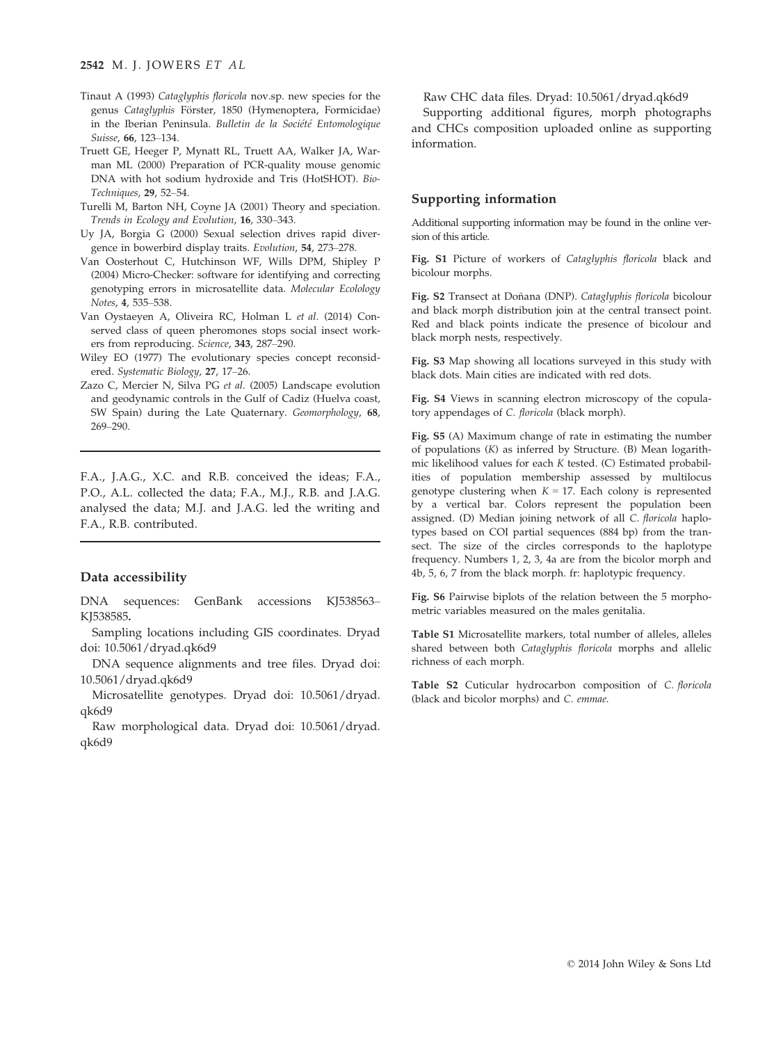Tinaut A (1993) *Cataglyphis floricola* nov.sp. new species for the genus *Cataglyphis* Förster, 1850 (Hymenoptera, Formicidae) in the Iberian Peninsula. *Bulletin de la Société Entomologique Suisse*, **66**, 123–134.

Truett GE, Heeger P, Mynatt RL, Truett AA, Walker JA, Warman ML (2000) Preparation of PCR-quality mouse genomic DNA with hot sodium hydroxide and Tris (HotSHOT). *BioTechniques*, **29**, 52–54.

Turelli M, Barton NH, Coyne JA (2001) Theory and speciation. *Trends in Ecology and Evolution*, **16**, 330–343.

Uy JA, Borgia G (2000) Sexual selection drives rapid divergence in bowerbird display traits. *Evolution*, **54**, 273–278.

Van Oosterhout C, Hutchinson WF, Wills DPM, Shipley P (2004) Micro-Checker: software for identifying and correcting genotyping errors in microsatellite data. *Molecular Ecolology Notes*, **4**, 535–538.

Van Oystaeyen A, Oliveira RC, Holman L *et al.* (2014) Conserved class of queen pheromones stops social insect workers from reproducing. *Science*, **343**, 287–290.

Wiley EO (1977) The evolutionary species concept reconsidered. *Systematic Biology*, **27**, 17–26.

Zazo C, Mercier N, Silva PG *et al.* (2005) Landscape evolution and geodynamic controls in the Gulf of Cadiz (Huelva coast, SW Spain) during the Late Quaternary. *Geomorphology*, **68**, 269–290.

---

F.A., J.A.G., X.C. and R.B. conceived the ideas; F.A., P.O., A.L. collected the data; F.A., M.J., R.B. and J.A.G. analysed the data; M.J. and J.A.G. led the writing and F.A., R.B. contributed.

---

## Data accessibility

DNA sequences: GenBank accessions KJ538563–KJ538585.

Sampling locations including GIS coordinates. Dryad doi: 10.5061/dryad.qk6d9

DNA sequence alignments and tree files. Dryad doi: 10.5061/dryad.qk6d9

Microsatellite genotypes. Dryad doi: 10.5061/dryad.qk6d9

Raw morphological data. Dryad doi: 10.5061/dryad.qk6d9

Raw CHC data files. Dryad: 10.5061/dryad.qk6d9

Supporting additional figures, morph photographs and CHCs composition uploaded online as supporting information.

## Supporting information

Additional supporting information may be found in the online version of this article.

**Fig. S1** Picture of workers of *Cataglyphis floricola* black and bicolour morphs.

**Fig. S2** Transect at Doñana (DNP). *Cataglyphis floricola* bicolour and black morph distribution join at the central transect point. Red and black points indicate the presence of bicolour and black morph nests, respectively.

**Fig. S3** Map showing all locations surveyed in this study with black dots. Main cities are indicated with red dots.

**Fig. S4** Views in scanning electron microscopy of the copulatory appendages of *C. floricola* (black morph).

**Fig. S5** (A) Maximum change of rate in estimating the number of populations ($K$) as inferred by Structure. (B) Mean logarithmic likelihood values for each $K$ tested. (C) Estimated probabilities of population membership assessed by multilocus genotype clustering when $K = 17$. Each colony is represented by a vertical bar. Colors represent the population been assigned. (D) Median joining network of all *C. floricola* haplotypes based on COI partial sequences (884 bp) from the transect. The size of the circles corresponds to the haplotype frequency. Numbers 1, 2, 3, 4a are from the bicolor morph and 4b, 5, 6, 7 from the black morph. fr: haplotypic frequency.

**Fig. S6** Pairwise biplots of the relation between the 5 morphometric variables measured on the males genitalia.

**Table S1** Microsatellite markers, total number of alleles, alleles shared between both *Cataglyphis floricola* morphs and allelic richness of each morph.

**Table S2** Cuticular hydrocarbon composition of *C. floricola* (black and bicolor morphs) and *C. emmae.*